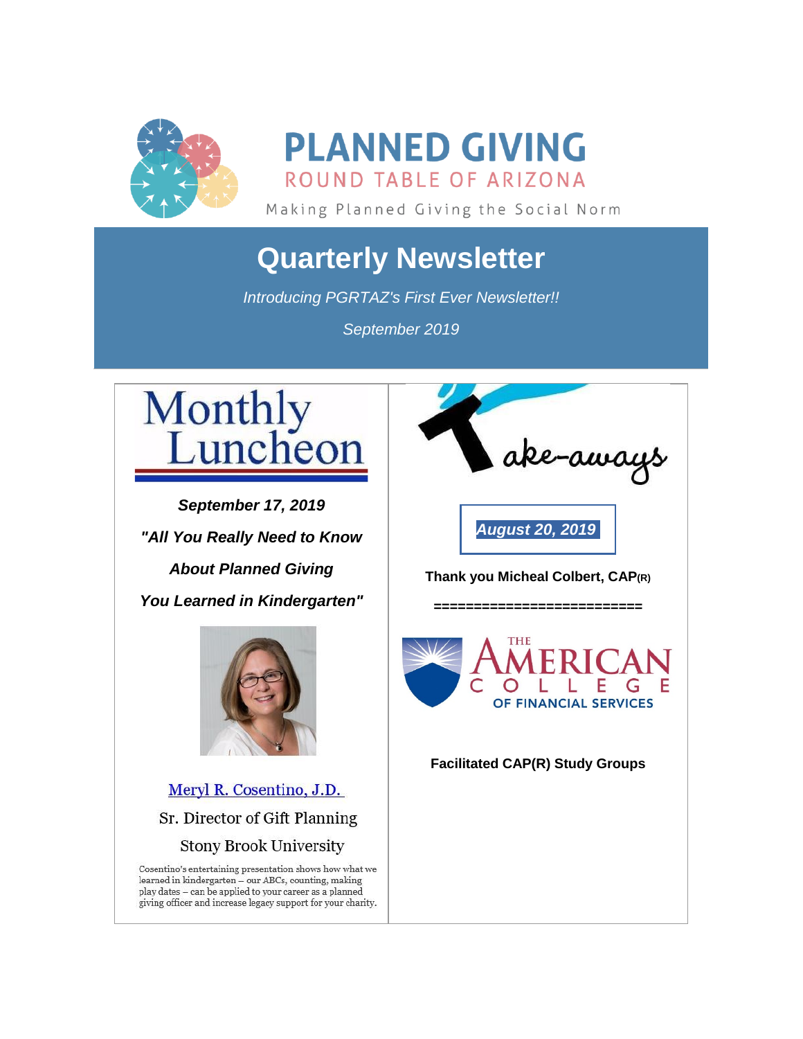# PLANNED GIVING

## ROUND TABLE OF ARIZONA

Making Planned Giving the Social Norm

# Quarterly Newsletter

*Introducing PGRTAZ's First Ever Newsletter!!*

*September 2019*

## Monthly Luncheon

***September 17, 2019***

***"All You Really Need to Know About Planned Giving You Learned in Kindergarten"***

Meryl R. Cosentino, J.D.

Sr. Director of Gift Planning

Stony Brook University

Cosentino's entertaining presentation shows how what we learned in kindergarten – our ABCs, counting, making play dates – can be applied to your career as a planned giving officer and increase legacy support for your charity.

## Take-aways

***August 20, 2019***

**Thank you Micheal Colbert, CAP(R)**

**==========================**

THE AMERICAN COLLEGE OF FINANCIAL SERVICES

**Facilitated CAP(R) Study Groups**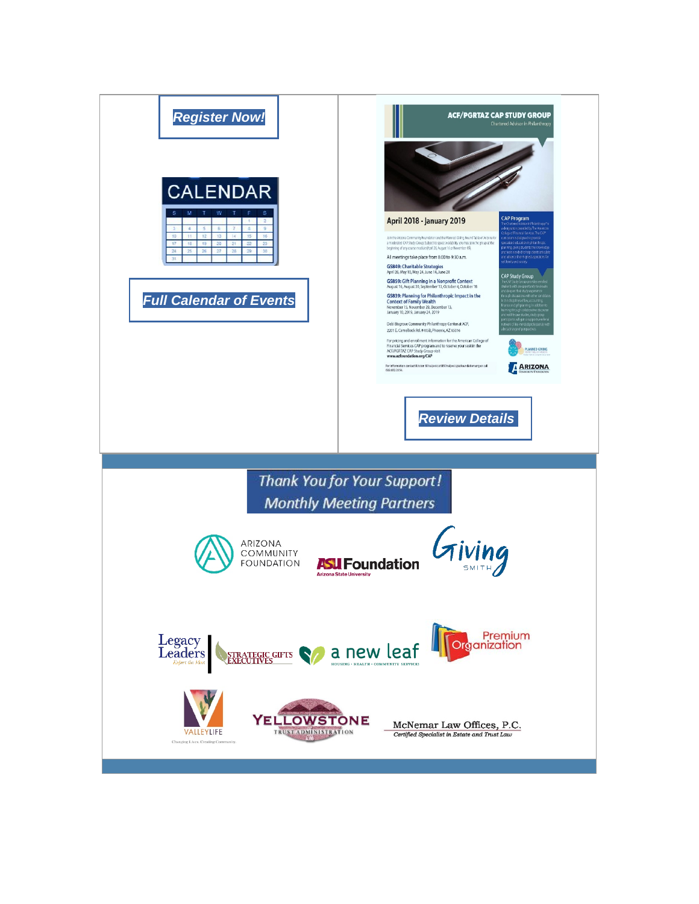**Register Now!**

CALENDAR

**Full Calendar of Events**

ACF/PGRTAZ CAP STUDY GROUP

Chartered Advisor in Philanthropy

April 2018 - January 2019

All meetings take place from 8:00 to 9:30 a.m.

GS849: Charitable Strategies
April 26, May 10, May 24, June 14, June 28

GS859: Gift Planning in a Nonprofit Context
August 16, August 30, September 13, October 4, October 18

GS839: Planning for Philanthropic Impact in the Context of Family Wealth
November 15, November 29, December 13, January 10, 2019, January 24, 2019

Delt Bisgrove Community Philanthropy Center at ACF, 2201 E. Camelback Rd. #405B, Phoenix, AZ 85016

For pricing and enrollment information for the American College of Financial Services CAP program and to reserve your seat in the ACF/PGRTAZ CAP Study Group visit www.azfoundation.org/CAP

CAP Program

CAP Study Group

**Review Details**

Thank You for Your Support!
Monthly Meeting Partners

Arizona Community Foundation · ASU Foundation (Arizona State University) · Giving Smith · Legacy Leaders (Expect the Most) · Strategic Gifts Executives · a new leaf (Housing • Health • Community Services) · Premium Organization · Valleylife (Changing Lives. Creating Community.) · Yellowstone Trust Administration · McNemar Law Offices, P.C. (Certified Specialist in Estate and Trust Law)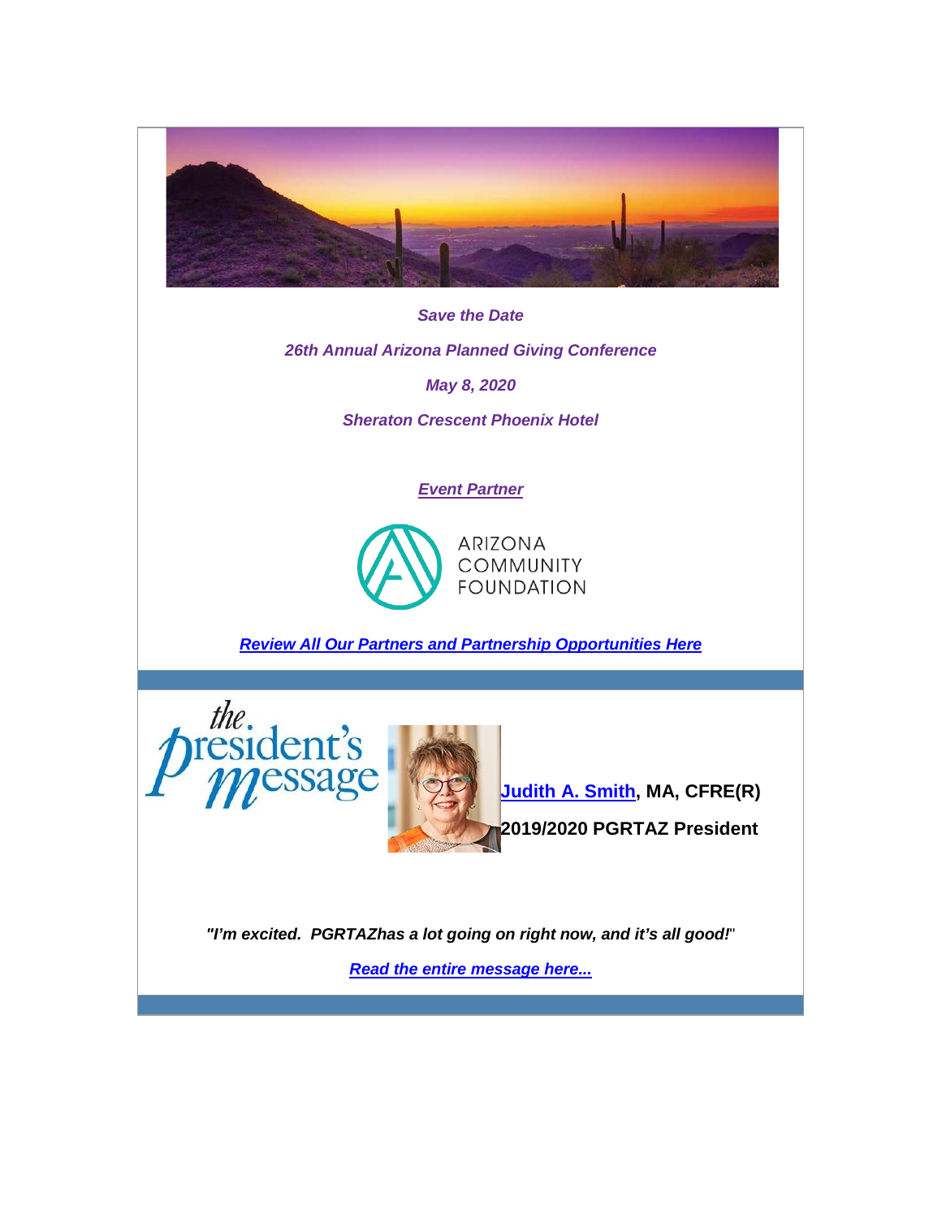***Save the Date***

***26th Annual Arizona Planned Giving Conference***

***May 8, 2020***

***Sheraton Crescent Phoenix Hotel***

***Event Partner***

ARIZONA COMMUNITY FOUNDATION

***Review All Our Partners and Partnership Opportunities Here***

the president's message

**Judith A. Smith, MA, CFRE(R)**

**2019/2020 PGRTAZ President**

***"I'm excited. PGRTAZhas a lot going on right now, and it's all good!"***

***Read the entire message here...***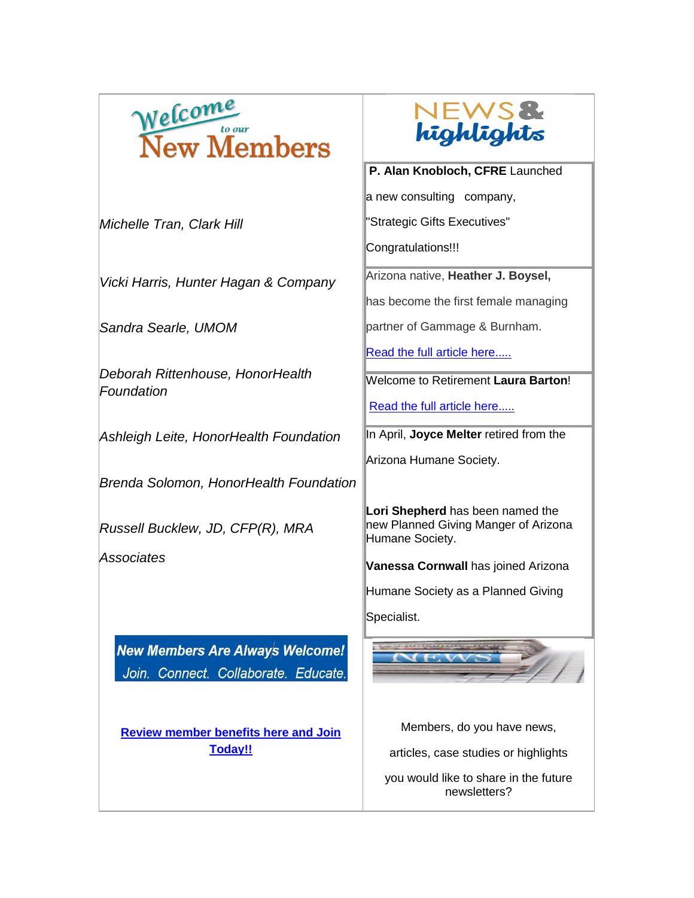## Welcome to our New Members

*Michelle Tran, Clark Hill*

*Vicki Harris, Hunter Hagan & Company*

*Sandra Searle, UMOM*

*Deborah Rittenhouse, HonorHealth Foundation*

*Ashleigh Leite, HonorHealth Foundation*

*Brenda Solomon, HonorHealth Foundation*

*Russell Bucklew, JD, CFP(R), MRA Associates*

**New Members Are Always Welcome!**

Join. Connect. Collaborate. Educate.

**Review member benefits here and Join Today!!**

## NEWS & highlights

**P. Alan Knobloch, CFRE** Launched a new consulting company, "Strategic Gifts Executives" Congratulations!!!

Arizona native, **Heather J. Boysel,** has become the first female managing partner of Gammage & Burnham.

Read the full article here.....

Welcome to Retirement **Laura Barton**!

Read the full article here.....

In April, **Joyce Melter** retired from the Arizona Humane Society.

**Lori Shepherd** has been named the new Planned Giving Manger of Arizona Humane Society.

**Vanessa Cornwall** has joined Arizona Humane Society as a Planned Giving Specialist.

Members, do you have news, articles, case studies or highlights you would like to share in the future newsletters?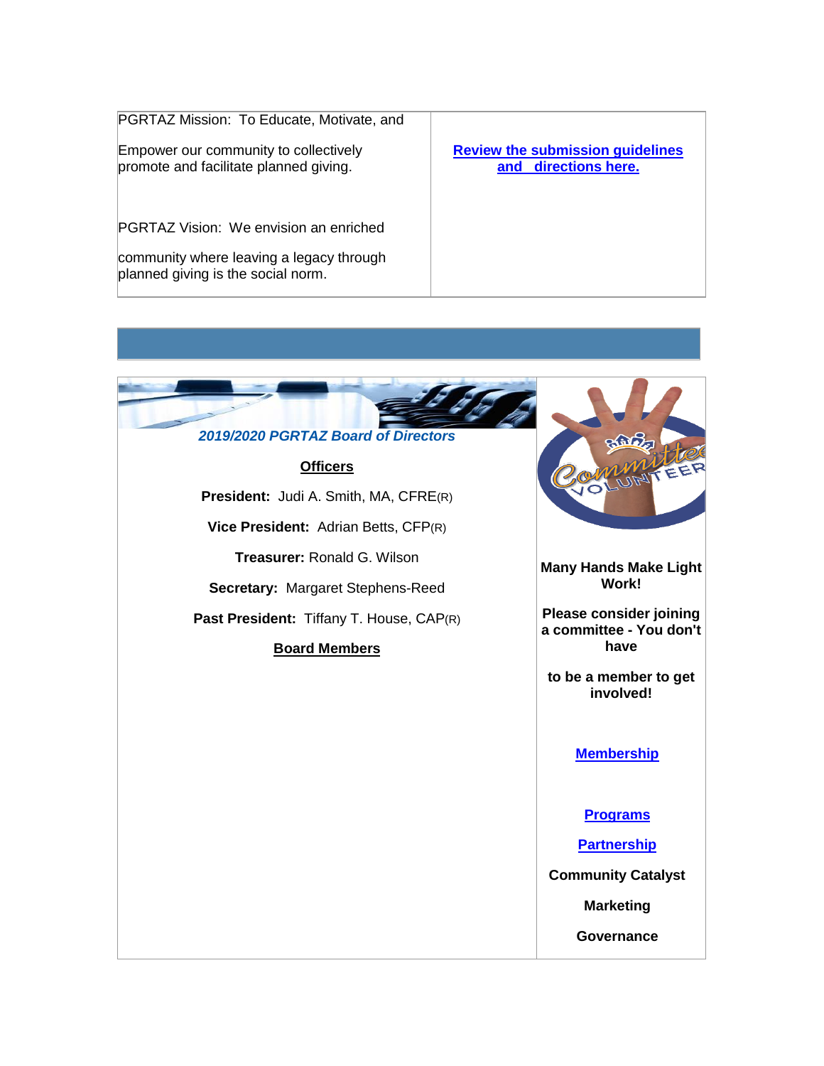PGRTAZ Mission: To Educate, Motivate, and

Empower our community to collectively promote and facilitate planned giving.

PGRTAZ Vision: We envision an enriched

community where leaving a legacy through planned giving is the social norm.

**Review the submission guidelines and directions here.**

***2019/2020 PGRTAZ Board of Directors***

**Officers**

**President:** Judi A. Smith, MA, CFRE(R)

**Vice President:** Adrian Betts, CFP(R)

**Treasurer:** Ronald G. Wilson

**Secretary:** Margaret Stephens-Reed

**Past President:** Tiffany T. House, CAP(R)

**Board Members**

**Many Hands Make Light Work!**

**Please consider joining a committee - You don't have**

**to be a member to get involved!**

**Membership**

**Programs**

**Partnership**

**Community Catalyst**

**Marketing**

**Governance**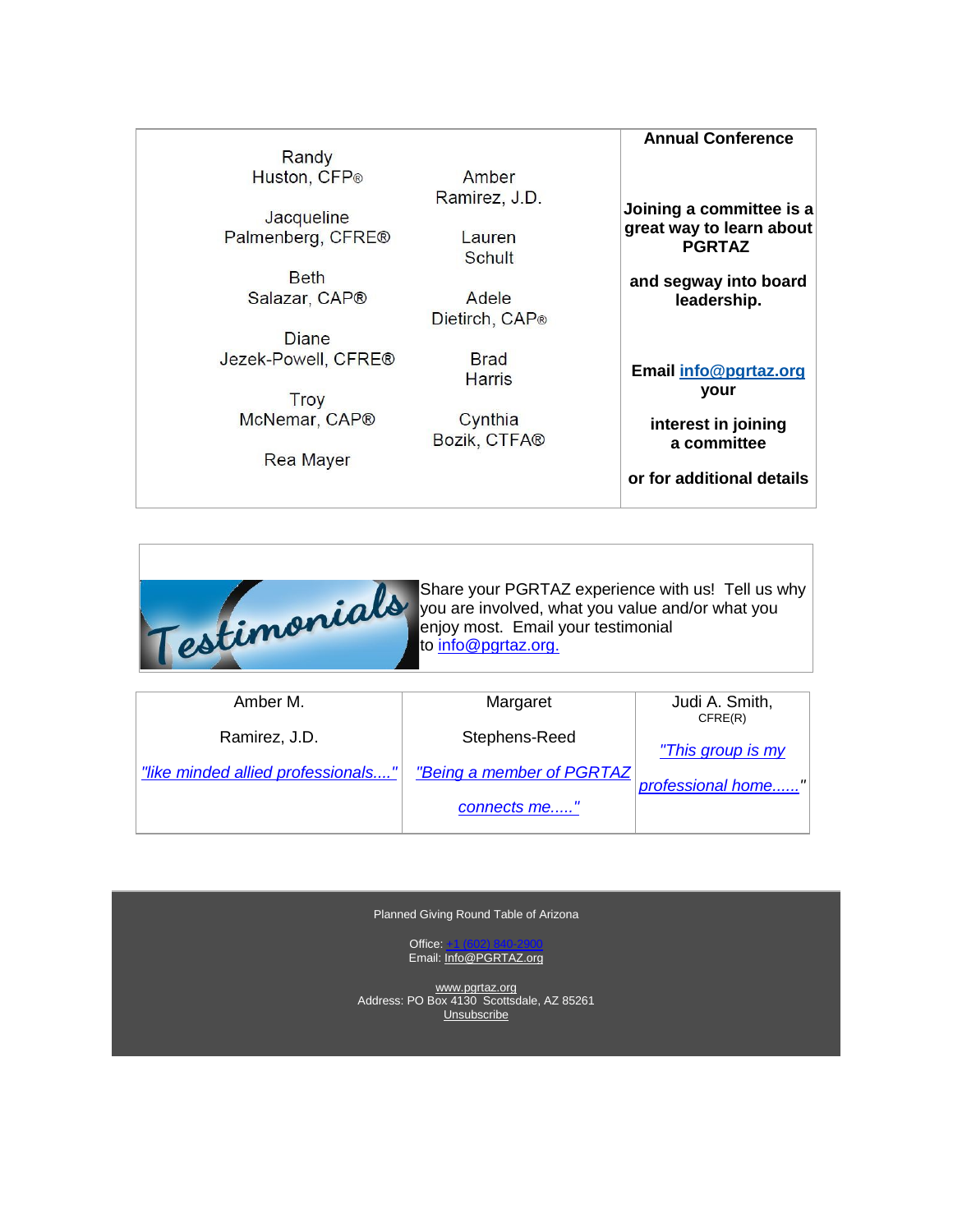| | | |
|---|---|---|
| Randy Huston, CFP® | Amber Ramirez, J.D. | **Annual Conference** |
| Jacqueline Palmenberg, CFRE® | Lauren Schult | **Joining a committee is a great way to learn about PGRTAZ** |
| Beth Salazar, CAP® | Adele Dietirch, CAP® | **and segway into board leadership.** |
| Diane Jezek-Powell, CFRE® | Brad Harris | **Email info@pgrtaz.org your** |
| Troy McNemar, CAP® | Cynthia Bozik, CTFA® | **interest in joining a committee** |
| Rea Mayer | | **or for additional details** |

Testimonials

Share your PGRTAZ experience with us! Tell us why you are involved, what you value and/or what you enjoy most. Email your testimonial to info@pgrtaz.org.

| | | |
|---|---|---|
| Amber M. Ramirez, J.D. | Margaret Stephens-Reed | Judi A. Smith, CFRE(R) |
| *"like minded allied professionals...."* | *"Being a member of PGRTAZ connects me....."* | *"This group is my professional home......"* |

Planned Giving Round Table of Arizona

Office: +1 (602) 840-2900
Email: Info@PGRTAZ.org

www.pgrtaz.org
Address: PO Box 4130 Scottsdale, AZ 85261
Unsubscribe